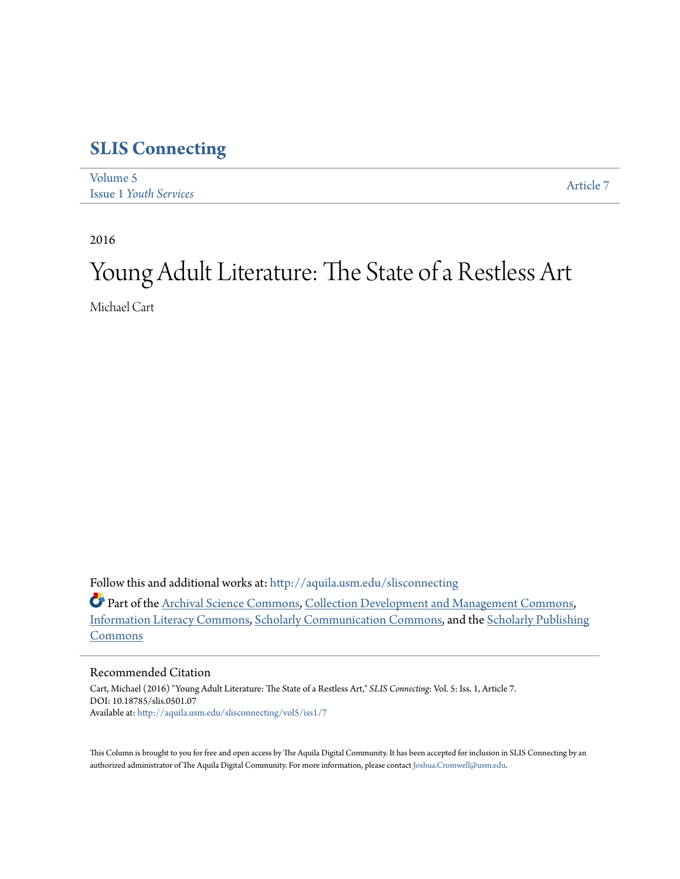# SLIS Connecting

Volume 5
Issue 1 *Youth Services*

Article 7

2016

# Young Adult Literature: The State of a Restless Art

Michael Cart

Follow this and additional works at: http://aquila.usm.edu/slisconnecting

Part of the Archival Science Commons, Collection Development and Management Commons, Information Literacy Commons, Scholarly Communication Commons, and the Scholarly Publishing Commons

## Recommended Citation

Cart, Michael (2016) "Young Adult Literature: The State of a Restless Art," *SLIS Connecting*: Vol. 5: Iss. 1, Article 7.
DOI: 10.18785/slis.0501.07
Available at: http://aquila.usm.edu/slisconnecting/vol5/iss1/7

This Column is brought to you for free and open access by The Aquila Digital Community. It has been accepted for inclusion in SLIS Connecting by an authorized administrator of The Aquila Digital Community. For more information, please contact Joshua.Cromwell@usm.edu.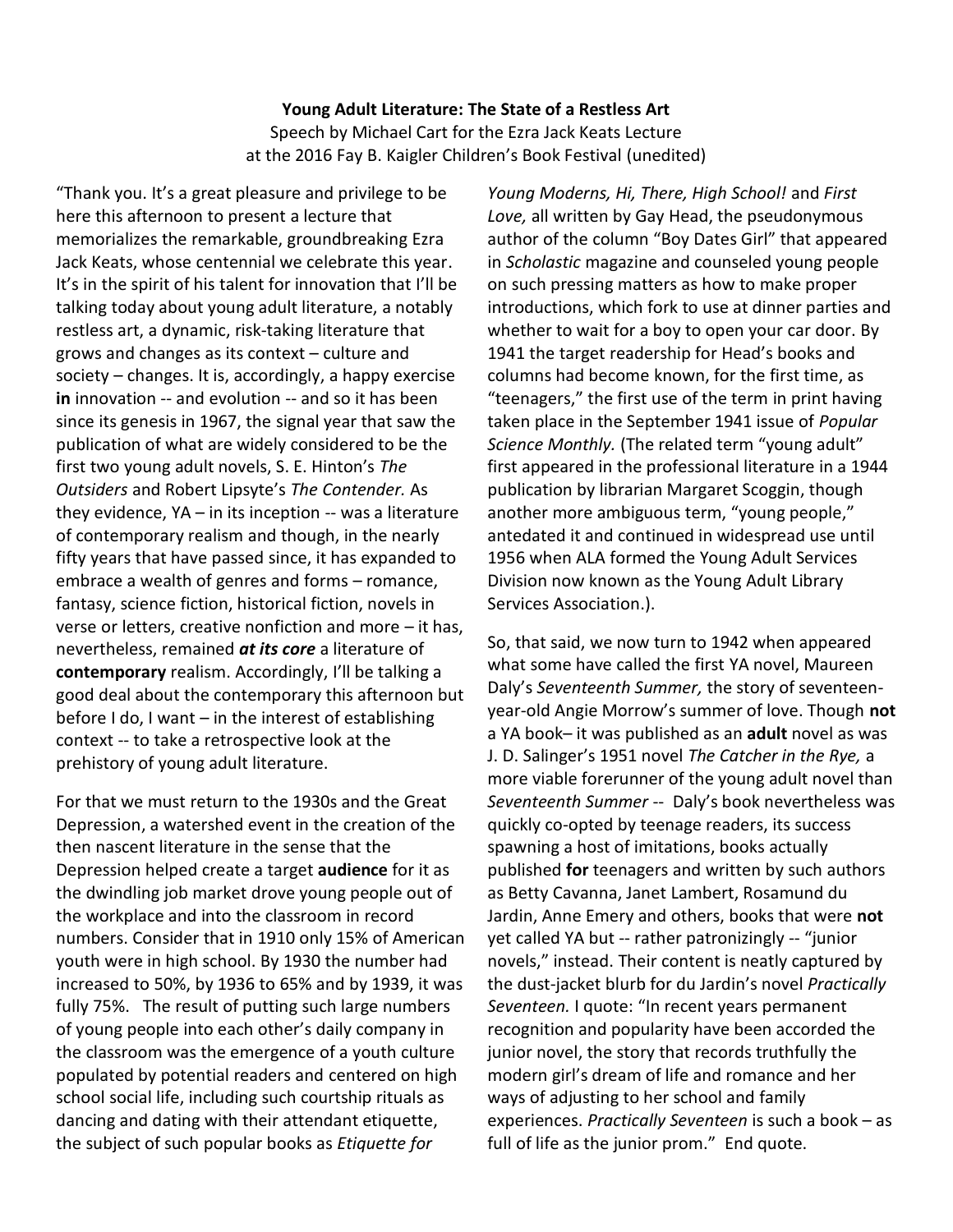**Young Adult Literature: The State of a Restless Art**

Speech by Michael Cart for the Ezra Jack Keats Lecture
at the 2016 Fay B. Kaigler Children's Book Festival (unedited)

"Thank you. It's a great pleasure and privilege to be here this afternoon to present a lecture that memorializes the remarkable, groundbreaking Ezra Jack Keats, whose centennial we celebrate this year. It's in the spirit of his talent for innovation that I'll be talking today about young adult literature, a notably restless art, a dynamic, risk-taking literature that grows and changes as its context – culture and society – changes. It is, accordingly, a happy exercise **in** innovation -- and evolution -- and so it has been since its genesis in 1967, the signal year that saw the publication of what are widely considered to be the first two young adult novels, S. E. Hinton's *The Outsiders* and Robert Lipsyte's *The Contender.* As they evidence, YA – in its inception -- was a literature of contemporary realism and though, in the nearly fifty years that have passed since, it has expanded to embrace a wealth of genres and forms – romance, fantasy, science fiction, historical fiction, novels in verse or letters, creative nonfiction and more – it has, nevertheless, remained ***at its core*** a literature of **contemporary** realism. Accordingly, I'll be talking a good deal about the contemporary this afternoon but before I do, I want – in the interest of establishing context -- to take a retrospective look at the prehistory of young adult literature.

For that we must return to the 1930s and the Great Depression, a watershed event in the creation of the then nascent literature in the sense that the Depression helped create a target **audience** for it as the dwindling job market drove young people out of the workplace and into the classroom in record numbers. Consider that in 1910 only 15% of American youth were in high school. By 1930 the number had increased to 50%, by 1936 to 65% and by 1939, it was fully 75%. The result of putting such large numbers of young people into each other's daily company in the classroom was the emergence of a youth culture populated by potential readers and centered on high school social life, including such courtship rituals as dancing and dating with their attendant etiquette, the subject of such popular books as *Etiquette for Young Moderns, Hi, There, High School!* and *First Love,* all written by Gay Head, the pseudonymous author of the column "Boy Dates Girl" that appeared in *Scholastic* magazine and counseled young people on such pressing matters as how to make proper introductions, which fork to use at dinner parties and whether to wait for a boy to open your car door. By 1941 the target readership for Head's books and columns had become known, for the first time, as "teenagers," the first use of the term in print having taken place in the September 1941 issue of *Popular Science Monthly.* (The related term "young adult" first appeared in the professional literature in a 1944 publication by librarian Margaret Scoggin, though another more ambiguous term, "young people," antedated it and continued in widespread use until 1956 when ALA formed the Young Adult Services Division now known as the Young Adult Library Services Association.).

So, that said, we now turn to 1942 when appeared what some have called the first YA novel, Maureen Daly's *Seventeenth Summer,* the story of seventeen-year-old Angie Morrow's summer of love. Though **not** a YA book– it was published as an **adult** novel as was J. D. Salinger's 1951 novel *The Catcher in the Rye,* a more viable forerunner of the young adult novel than *Seventeenth Summer* -- Daly's book nevertheless was quickly co-opted by teenage readers, its success spawning a host of imitations, books actually published **for** teenagers and written by such authors as Betty Cavanna, Janet Lambert, Rosamund du Jardin, Anne Emery and others, books that were **not** yet called YA but -- rather patronizingly -- "junior novels," instead. Their content is neatly captured by the dust-jacket blurb for du Jardin's novel *Practically Seventeen.* I quote: "In recent years permanent recognition and popularity have been accorded the junior novel, the story that records truthfully the modern girl's dream of life and romance and her ways of adjusting to her school and family experiences. *Practically Seventeen* is such a book – as full of life as the junior prom." End quote.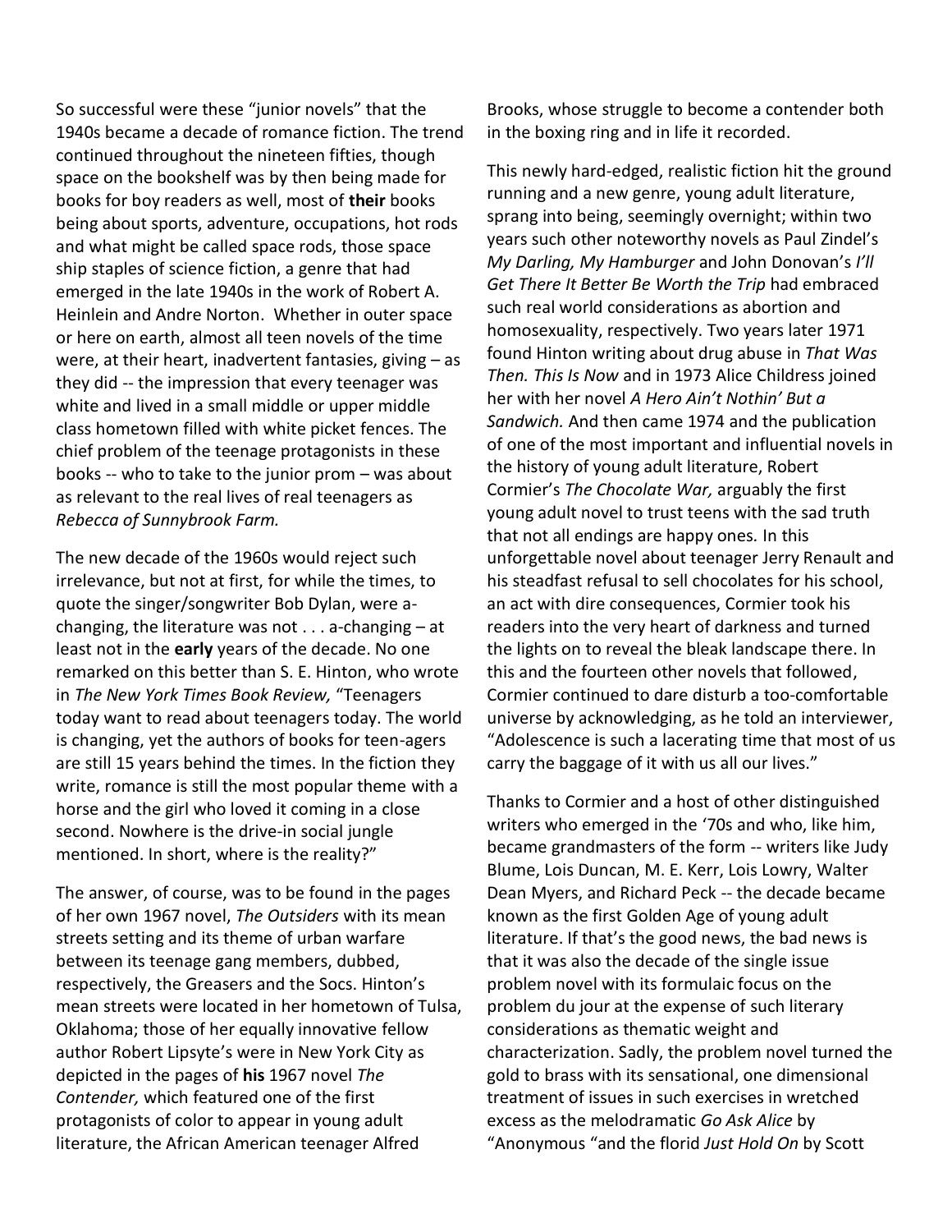So successful were these "junior novels" that the 1940s became a decade of romance fiction. The trend continued throughout the nineteen fifties, though space on the bookshelf was by then being made for books for boy readers as well, most of **their** books being about sports, adventure, occupations, hot rods and what might be called space rods, those space ship staples of science fiction, a genre that had emerged in the late 1940s in the work of Robert A. Heinlein and Andre Norton. Whether in outer space or here on earth, almost all teen novels of the time were, at their heart, inadvertent fantasies, giving – as they did -- the impression that every teenager was white and lived in a small middle or upper middle class hometown filled with white picket fences. The chief problem of the teenage protagonists in these books -- who to take to the junior prom – was about as relevant to the real lives of real teenagers as *Rebecca of Sunnybrook Farm.*

The new decade of the 1960s would reject such irrelevance, but not at first, for while the times, to quote the singer/songwriter Bob Dylan, were a-changing, the literature was not . . . a-changing – at least not in the **early** years of the decade. No one remarked on this better than S. E. Hinton, who wrote in *The New York Times Book Review,* "Teenagers today want to read about teenagers today. The world is changing, yet the authors of books for teen-agers are still 15 years behind the times. In the fiction they write, romance is still the most popular theme with a horse and the girl who loved it coming in a close second. Nowhere is the drive-in social jungle mentioned. In short, where is the reality?"

The answer, of course, was to be found in the pages of her own 1967 novel, *The Outsiders* with its mean streets setting and its theme of urban warfare between its teenage gang members, dubbed, respectively, the Greasers and the Socs. Hinton's mean streets were located in her hometown of Tulsa, Oklahoma; those of her equally innovative fellow author Robert Lipsyte's were in New York City as depicted in the pages of **his** 1967 novel *The Contender,* which featured one of the first protagonists of color to appear in young adult literature, the African American teenager Alfred Brooks, whose struggle to become a contender both in the boxing ring and in life it recorded.

This newly hard-edged, realistic fiction hit the ground running and a new genre, young adult literature, sprang into being, seemingly overnight; within two years such other noteworthy novels as Paul Zindel's *My Darling, My Hamburger* and John Donovan's *I'll Get There It Better Be Worth the Trip* had embraced such real world considerations as abortion and homosexuality, respectively. Two years later 1971 found Hinton writing about drug abuse in *That Was Then. This Is Now* and in 1973 Alice Childress joined her with her novel *A Hero Ain't Nothin' But a Sandwich.* And then came 1974 and the publication of one of the most important and influential novels in the history of young adult literature, Robert Cormier's *The Chocolate War,* arguably the first young adult novel to trust teens with the sad truth that not all endings are happy ones. In this unforgettable novel about teenager Jerry Renault and his steadfast refusal to sell chocolates for his school, an act with dire consequences, Cormier took his readers into the very heart of darkness and turned the lights on to reveal the bleak landscape there. In this and the fourteen other novels that followed, Cormier continued to dare disturb a too-comfortable universe by acknowledging, as he told an interviewer, "Adolescence is such a lacerating time that most of us carry the baggage of it with us all our lives."

Thanks to Cormier and a host of other distinguished writers who emerged in the '70s and who, like him, became grandmasters of the form -- writers like Judy Blume, Lois Duncan, M. E. Kerr, Lois Lowry, Walter Dean Myers, and Richard Peck -- the decade became known as the first Golden Age of young adult literature. If that's the good news, the bad news is that it was also the decade of the single issue problem novel with its formulaic focus on the problem du jour at the expense of such literary considerations as thematic weight and characterization. Sadly, the problem novel turned the gold to brass with its sensational, one dimensional treatment of issues in such exercises in wretched excess as the melodramatic *Go Ask Alice* by "Anonymous "and the florid *Just Hold On* by Scott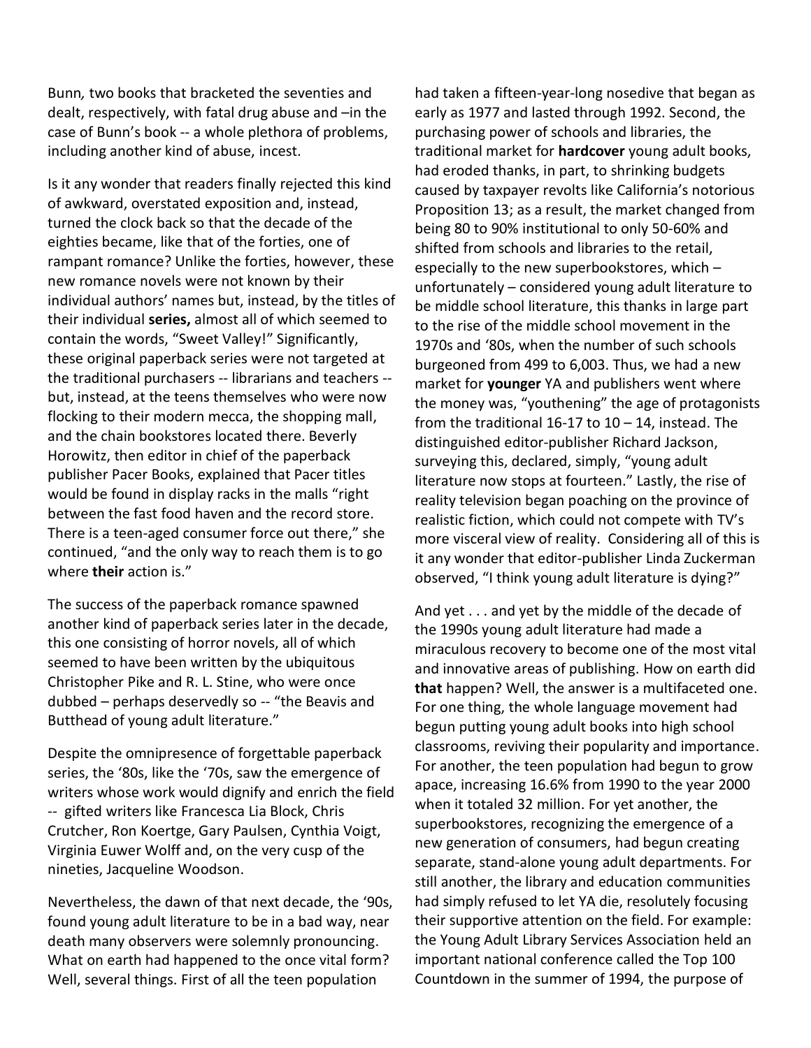Bunn*,* two books that bracketed the seventies and dealt, respectively, with fatal drug abuse and –in the case of Bunn's book -- a whole plethora of problems, including another kind of abuse, incest.

Is it any wonder that readers finally rejected this kind of awkward, overstated exposition and, instead, turned the clock back so that the decade of the eighties became, like that of the forties, one of rampant romance? Unlike the forties, however, these new romance novels were not known by their individual authors' names but, instead, by the titles of their individual **series,** almost all of which seemed to contain the words, "Sweet Valley!" Significantly, these original paperback series were not targeted at the traditional purchasers -- librarians and teachers -- but, instead, at the teens themselves who were now flocking to their modern mecca, the shopping mall, and the chain bookstores located there. Beverly Horowitz, then editor in chief of the paperback publisher Pacer Books, explained that Pacer titles would be found in display racks in the malls "right between the fast food haven and the record store. There is a teen-aged consumer force out there," she continued, "and the only way to reach them is to go where **their** action is."

The success of the paperback romance spawned another kind of paperback series later in the decade, this one consisting of horror novels, all of which seemed to have been written by the ubiquitous Christopher Pike and R. L. Stine, who were once dubbed – perhaps deservedly so -- "the Beavis and Butthead of young adult literature."

Despite the omnipresence of forgettable paperback series, the '80s, like the '70s, saw the emergence of writers whose work would dignify and enrich the field -- gifted writers like Francesca Lia Block, Chris Crutcher, Ron Koertge, Gary Paulsen, Cynthia Voigt, Virginia Euwer Wolff and, on the very cusp of the nineties, Jacqueline Woodson.

Nevertheless, the dawn of that next decade, the '90s, found young adult literature to be in a bad way, near death many observers were solemnly pronouncing. What on earth had happened to the once vital form? Well, several things. First of all the teen population had taken a fifteen-year-long nosedive that began as early as 1977 and lasted through 1992. Second, the purchasing power of schools and libraries, the traditional market for **hardcover** young adult books, had eroded thanks, in part, to shrinking budgets caused by taxpayer revolts like California's notorious Proposition 13; as a result, the market changed from being 80 to 90% institutional to only 50-60% and shifted from schools and libraries to the retail, especially to the new superbookstores, which – unfortunately – considered young adult literature to be middle school literature, this thanks in large part to the rise of the middle school movement in the 1970s and '80s, when the number of such schools burgeoned from 499 to 6,003. Thus, we had a new market for **younger** YA and publishers went where the money was, "youthening" the age of protagonists from the traditional 16-17 to 10 – 14, instead. The distinguished editor-publisher Richard Jackson, surveying this, declared, simply, "young adult literature now stops at fourteen." Lastly, the rise of reality television began poaching on the province of realistic fiction, which could not compete with TV's more visceral view of reality. Considering all of this is it any wonder that editor-publisher Linda Zuckerman observed, "I think young adult literature is dying?"

And yet . . . and yet by the middle of the decade of the 1990s young adult literature had made a miraculous recovery to become one of the most vital and innovative areas of publishing. How on earth did **that** happen? Well, the answer is a multifaceted one. For one thing, the whole language movement had begun putting young adult books into high school classrooms, reviving their popularity and importance. For another, the teen population had begun to grow apace, increasing 16.6% from 1990 to the year 2000 when it totaled 32 million. For yet another, the superbookstores, recognizing the emergence of a new generation of consumers, had begun creating separate, stand-alone young adult departments. For still another, the library and education communities had simply refused to let YA die, resolutely focusing their supportive attention on the field. For example: the Young Adult Library Services Association held an important national conference called the Top 100 Countdown in the summer of 1994, the purpose of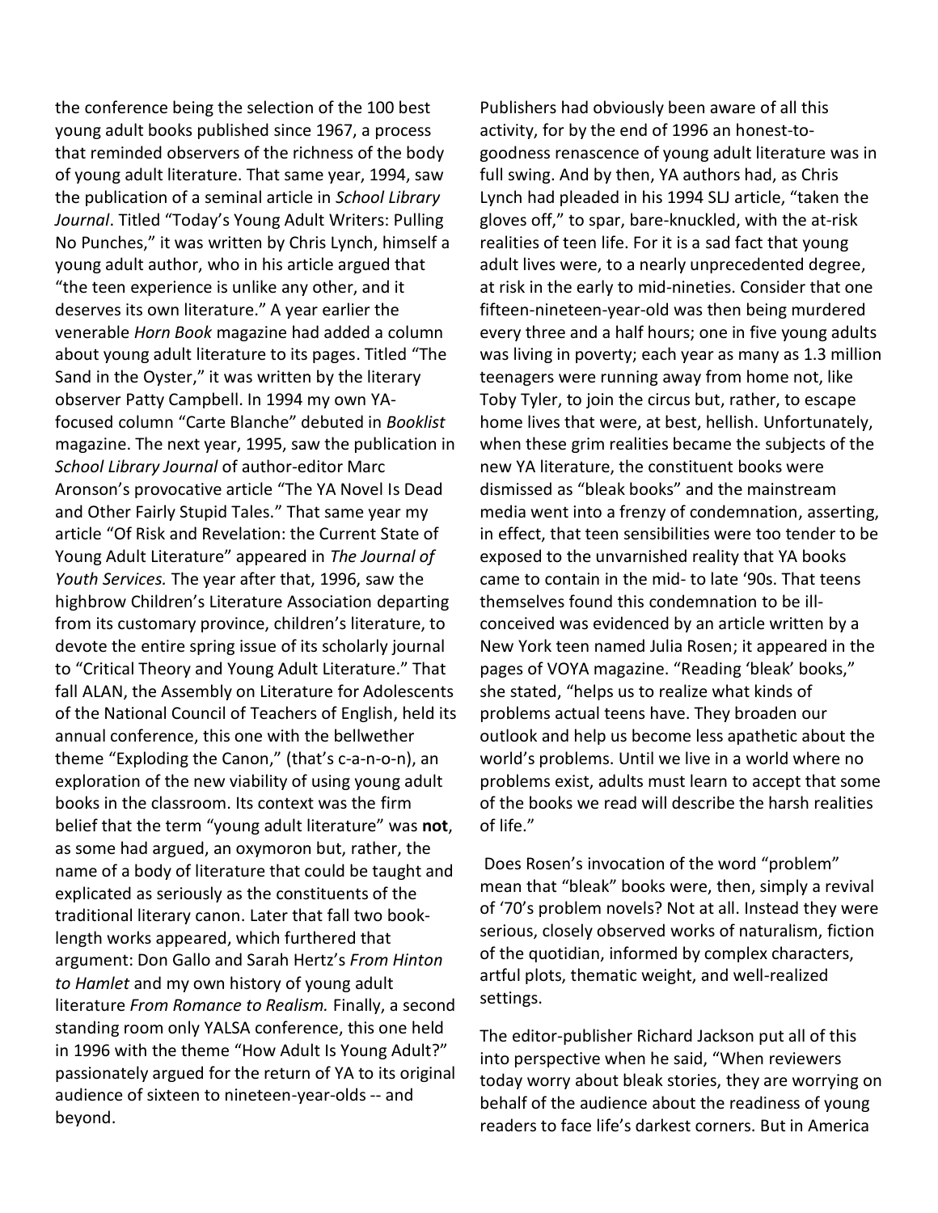the conference being the selection of the 100 best young adult books published since 1967, a process that reminded observers of the richness of the body of young adult literature. That same year, 1994, saw the publication of a seminal article in *School Library Journal*. Titled "Today's Young Adult Writers: Pulling No Punches," it was written by Chris Lynch, himself a young adult author, who in his article argued that "the teen experience is unlike any other, and it deserves its own literature." A year earlier the venerable *Horn Book* magazine had added a column about young adult literature to its pages. Titled "The Sand in the Oyster," it was written by the literary observer Patty Campbell. In 1994 my own YA-focused column "Carte Blanche" debuted in *Booklist* magazine. The next year, 1995, saw the publication in *School Library Journal* of author-editor Marc Aronson's provocative article "The YA Novel Is Dead and Other Fairly Stupid Tales." That same year my article "Of Risk and Revelation: the Current State of Young Adult Literature" appeared in *The Journal of Youth Services.* The year after that, 1996, saw the highbrow Children's Literature Association departing from its customary province, children's literature, to devote the entire spring issue of its scholarly journal to "Critical Theory and Young Adult Literature." That fall ALAN, the Assembly on Literature for Adolescents of the National Council of Teachers of English, held its annual conference, this one with the bellwether theme "Exploding the Canon," (that's c-a-n-o-n), an exploration of the new viability of using young adult books in the classroom. Its context was the firm belief that the term "young adult literature" was **not**, as some had argued, an oxymoron but, rather, the name of a body of literature that could be taught and explicated as seriously as the constituents of the traditional literary canon. Later that fall two book-length works appeared, which furthered that argument: Don Gallo and Sarah Hertz's *From Hinton to Hamlet* and my own history of young adult literature *From Romance to Realism.* Finally, a second standing room only YALSA conference, this one held in 1996 with the theme "How Adult Is Young Adult?" passionately argued for the return of YA to its original audience of sixteen to nineteen-year-olds -- and beyond.

Publishers had obviously been aware of all this activity, for by the end of 1996 an honest-to-goodness renascence of young adult literature was in full swing. And by then, YA authors had, as Chris Lynch had pleaded in his 1994 SLJ article, "taken the gloves off," to spar, bare-knuckled, with the at-risk realities of teen life. For it is a sad fact that young adult lives were, to a nearly unprecedented degree, at risk in the early to mid-nineties. Consider that one fifteen-nineteen-year-old was then being murdered every three and a half hours; one in five young adults was living in poverty; each year as many as 1.3 million teenagers were running away from home not, like Toby Tyler, to join the circus but, rather, to escape home lives that were, at best, hellish. Unfortunately, when these grim realities became the subjects of the new YA literature, the constituent books were dismissed as "bleak books" and the mainstream media went into a frenzy of condemnation, asserting, in effect, that teen sensibilities were too tender to be exposed to the unvarnished reality that YA books came to contain in the mid- to late '90s. That teens themselves found this condemnation to be ill-conceived was evidenced by an article written by a New York teen named Julia Rosen; it appeared in the pages of VOYA magazine. "Reading 'bleak' books," she stated, "helps us to realize what kinds of problems actual teens have. They broaden our outlook and help us become less apathetic about the world's problems. Until we live in a world where no problems exist, adults must learn to accept that some of the books we read will describe the harsh realities of life."

Does Rosen's invocation of the word "problem" mean that "bleak" books were, then, simply a revival of '70's problem novels? Not at all. Instead they were serious, closely observed works of naturalism, fiction of the quotidian, informed by complex characters, artful plots, thematic weight, and well-realized settings.

The editor-publisher Richard Jackson put all of this into perspective when he said, "When reviewers today worry about bleak stories, they are worrying on behalf of the audience about the readiness of young readers to face life's darkest corners. But in America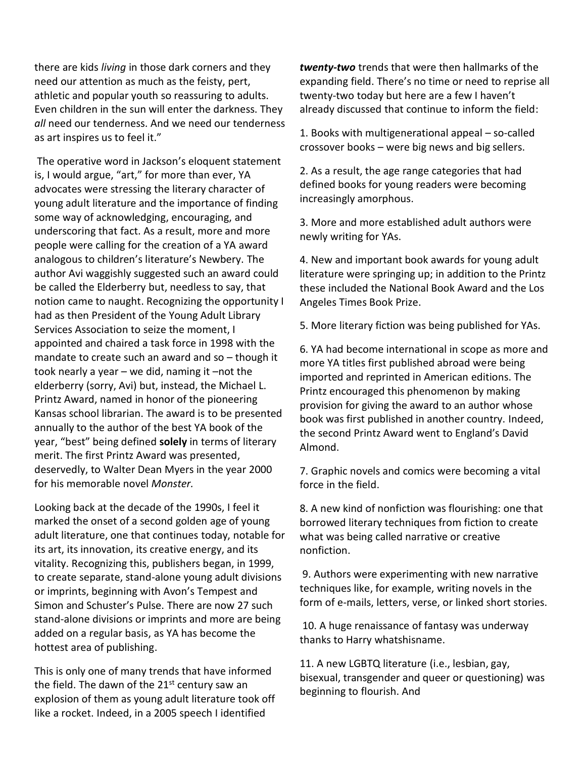there are kids *living* in those dark corners and they need our attention as much as the feisty, pert, athletic and popular youth so reassuring to adults. Even children in the sun will enter the darkness. They *all* need our tenderness. And we need our tenderness as art inspires us to feel it."

The operative word in Jackson's eloquent statement is, I would argue, "art," for more than ever, YA advocates were stressing the literary character of young adult literature and the importance of finding some way of acknowledging, encouraging, and underscoring that fact. As a result, more and more people were calling for the creation of a YA award analogous to children's literature's Newbery. The author Avi waggishly suggested such an award could be called the Elderberry but, needless to say, that notion came to naught. Recognizing the opportunity I had as then President of the Young Adult Library Services Association to seize the moment, I appointed and chaired a task force in 1998 with the mandate to create such an award and so – though it took nearly a year – we did, naming it –not the elderberry (sorry, Avi) but, instead, the Michael L. Printz Award, named in honor of the pioneering Kansas school librarian. The award is to be presented annually to the author of the best YA book of the year, "best" being defined **solely** in terms of literary merit. The first Printz Award was presented, deservedly, to Walter Dean Myers in the year 2000 for his memorable novel *Monster.*

Looking back at the decade of the 1990s, I feel it marked the onset of a second golden age of young adult literature, one that continues today, notable for its art, its innovation, its creative energy, and its vitality. Recognizing this, publishers began, in 1999, to create separate, stand-alone young adult divisions or imprints, beginning with Avon's Tempest and Simon and Schuster's Pulse. There are now 27 such stand-alone divisions or imprints and more are being added on a regular basis, as YA has become the hottest area of publishing.

This is only one of many trends that have informed the field. The dawn of the 21st century saw an explosion of them as young adult literature took off like a rocket. Indeed, in a 2005 speech I identified ***twenty-two*** trends that were then hallmarks of the expanding field. There's no time or need to reprise all twenty-two today but here are a few I haven't already discussed that continue to inform the field:

1. Books with multigenerational appeal – so-called crossover books – were big news and big sellers.

2. As a result, the age range categories that had defined books for young readers were becoming increasingly amorphous.

3. More and more established adult authors were newly writing for YAs.

4. New and important book awards for young adult literature were springing up; in addition to the Printz these included the National Book Award and the Los Angeles Times Book Prize.

5. More literary fiction was being published for YAs.

6. YA had become international in scope as more and more YA titles first published abroad were being imported and reprinted in American editions. The Printz encouraged this phenomenon by making provision for giving the award to an author whose book was first published in another country. Indeed, the second Printz Award went to England's David Almond.

7. Graphic novels and comics were becoming a vital force in the field.

8. A new kind of nonfiction was flourishing: one that borrowed literary techniques from fiction to create what was being called narrative or creative nonfiction.

9. Authors were experimenting with new narrative techniques like, for example, writing novels in the form of e-mails, letters, verse, or linked short stories.

10. A huge renaissance of fantasy was underway thanks to Harry whatshisname.

11. A new LGBTQ literature (i.e., lesbian, gay, bisexual, transgender and queer or questioning) was beginning to flourish. And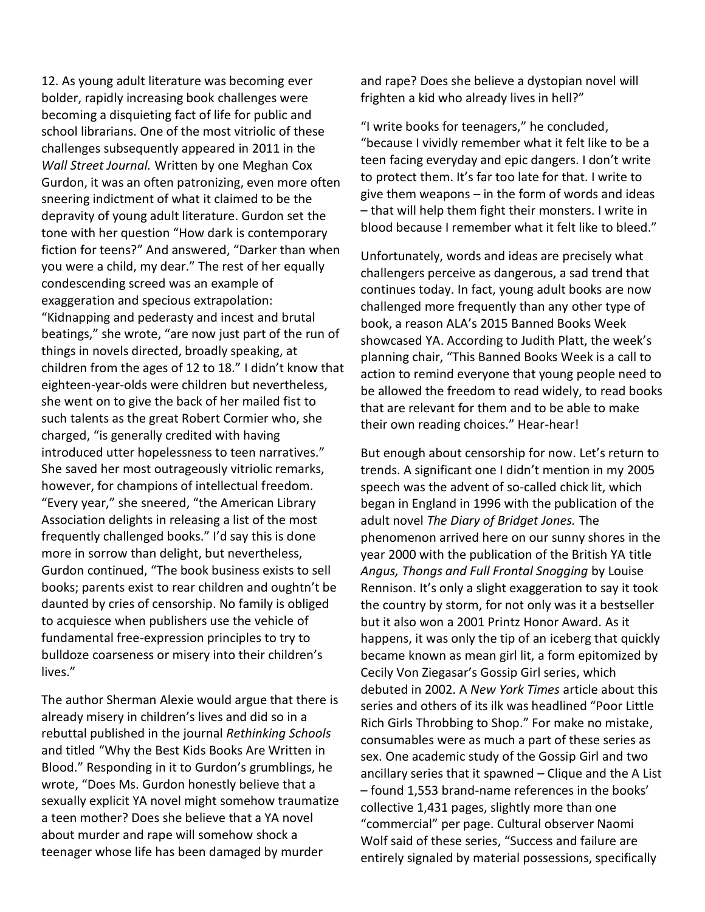12. As young adult literature was becoming ever bolder, rapidly increasing book challenges were becoming a disquieting fact of life for public and school librarians. One of the most vitriolic of these challenges subsequently appeared in 2011 in the *Wall Street Journal.* Written by one Meghan Cox Gurdon, it was an often patronizing, even more often sneering indictment of what it claimed to be the depravity of young adult literature. Gurdon set the tone with her question "How dark is contemporary fiction for teens?" And answered, "Darker than when you were a child, my dear." The rest of her equally condescending screed was an example of exaggeration and specious extrapolation: "Kidnapping and pederasty and incest and brutal beatings," she wrote, "are now just part of the run of things in novels directed, broadly speaking, at children from the ages of 12 to 18." I didn't know that eighteen-year-olds were children but nevertheless, she went on to give the back of her mailed fist to such talents as the great Robert Cormier who, she charged, "is generally credited with having introduced utter hopelessness to teen narratives." She saved her most outrageously vitriolic remarks, however, for champions of intellectual freedom. "Every year," she sneered, "the American Library Association delights in releasing a list of the most frequently challenged books." I'd say this is done more in sorrow than delight, but nevertheless, Gurdon continued, "The book business exists to sell books; parents exist to rear children and oughtn't be daunted by cries of censorship. No family is obliged to acquiesce when publishers use the vehicle of fundamental free-expression principles to try to bulldoze coarseness or misery into their children's lives."

The author Sherman Alexie would argue that there is already misery in children's lives and did so in a rebuttal published in the journal *Rethinking Schools* and titled "Why the Best Kids Books Are Written in Blood." Responding in it to Gurdon's grumblings, he wrote, "Does Ms. Gurdon honestly believe that a sexually explicit YA novel might somehow traumatize a teen mother? Does she believe that a YA novel about murder and rape will somehow shock a teenager whose life has been damaged by murder and rape? Does she believe a dystopian novel will frighten a kid who already lives in hell?"

"I write books for teenagers," he concluded, "because I vividly remember what it felt like to be a teen facing everyday and epic dangers. I don't write to protect them. It's far too late for that. I write to give them weapons – in the form of words and ideas – that will help them fight their monsters. I write in blood because I remember what it felt like to bleed."

Unfortunately, words and ideas are precisely what challengers perceive as dangerous, a sad trend that continues today. In fact, young adult books are now challenged more frequently than any other type of book, a reason ALA's 2015 Banned Books Week showcased YA. According to Judith Platt, the week's planning chair, "This Banned Books Week is a call to action to remind everyone that young people need to be allowed the freedom to read widely, to read books that are relevant for them and to be able to make their own reading choices." Hear-hear!

But enough about censorship for now. Let's return to trends. A significant one I didn't mention in my 2005 speech was the advent of so-called chick lit, which began in England in 1996 with the publication of the adult novel *The Diary of Bridget Jones.* The phenomenon arrived here on our sunny shores in the year 2000 with the publication of the British YA title *Angus, Thongs and Full Frontal Snogging* by Louise Rennison. It's only a slight exaggeration to say it took the country by storm, for not only was it a bestseller but it also won a 2001 Printz Honor Award. As it happens, it was only the tip of an iceberg that quickly became known as mean girl lit, a form epitomized by Cecily Von Ziegasar's Gossip Girl series, which debuted in 2002. A *New York Times* article about this series and others of its ilk was headlined "Poor Little Rich Girls Throbbing to Shop." For make no mistake, consumables were as much a part of these series as sex. One academic study of the Gossip Girl and two ancillary series that it spawned – Clique and the A List – found 1,553 brand-name references in the books' collective 1,431 pages, slightly more than one "commercial" per page. Cultural observer Naomi Wolf said of these series, "Success and failure are entirely signaled by material possessions, specifically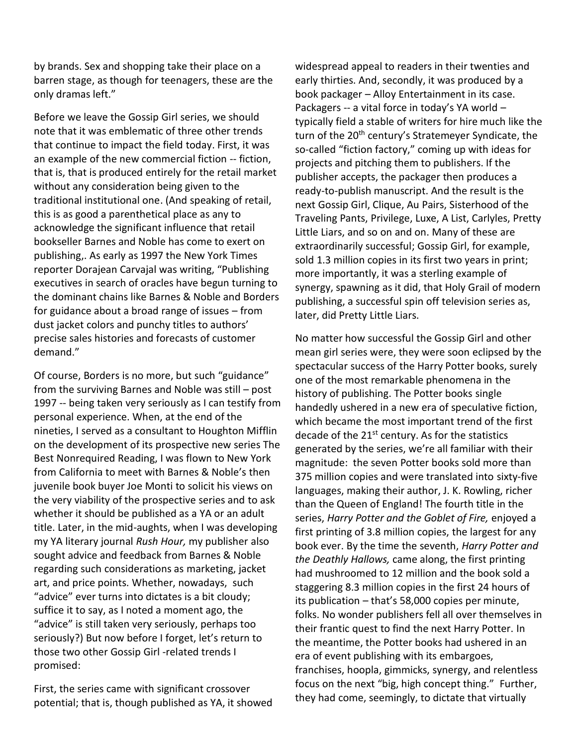by brands. Sex and shopping take their place on a barren stage, as though for teenagers, these are the only dramas left."

Before we leave the Gossip Girl series, we should note that it was emblematic of three other trends that continue to impact the field today. First, it was an example of the new commercial fiction -- fiction, that is, that is produced entirely for the retail market without any consideration being given to the traditional institutional one. (And speaking of retail, this is as good a parenthetical place as any to acknowledge the significant influence that retail bookseller Barnes and Noble has come to exert on publishing,. As early as 1997 the New York Times reporter Dorajean Carvajal was writing, "Publishing executives in search of oracles have begun turning to the dominant chains like Barnes & Noble and Borders for guidance about a broad range of issues – from dust jacket colors and punchy titles to authors' precise sales histories and forecasts of customer demand."

Of course, Borders is no more, but such "guidance" from the surviving Barnes and Noble was still – post 1997 -- being taken very seriously as I can testify from personal experience. When, at the end of the nineties, I served as a consultant to Houghton Mifflin on the development of its prospective new series The Best Nonrequired Reading, I was flown to New York from California to meet with Barnes & Noble's then juvenile book buyer Joe Monti to solicit his views on the very viability of the prospective series and to ask whether it should be published as a YA or an adult title. Later, in the mid-aughts, when I was developing my YA literary journal *Rush Hour,* my publisher also sought advice and feedback from Barnes & Noble regarding such considerations as marketing, jacket art, and price points. Whether, nowadays, such "advice" ever turns into dictates is a bit cloudy; suffice it to say, as I noted a moment ago, the "advice" is still taken very seriously, perhaps too seriously?) But now before I forget, let's return to those two other Gossip Girl -related trends I promised:

First, the series came with significant crossover potential; that is, though published as YA, it showed widespread appeal to readers in their twenties and early thirties. And, secondly, it was produced by a book packager – Alloy Entertainment in its case. Packagers -- a vital force in today's YA world – typically field a stable of writers for hire much like the turn of the 20th century's Stratemeyer Syndicate, the so-called "fiction factory," coming up with ideas for projects and pitching them to publishers. If the publisher accepts, the packager then produces a ready-to-publish manuscript. And the result is the next Gossip Girl, Clique, Au Pairs, Sisterhood of the Traveling Pants, Privilege, Luxe, A List, Carlyles, Pretty Little Liars, and so on and on. Many of these are extraordinarily successful; Gossip Girl, for example, sold 1.3 million copies in its first two years in print; more importantly, it was a sterling example of synergy, spawning as it did, that Holy Grail of modern publishing, a successful spin off television series as, later, did Pretty Little Liars.

No matter how successful the Gossip Girl and other mean girl series were, they were soon eclipsed by the spectacular success of the Harry Potter books, surely one of the most remarkable phenomena in the history of publishing. The Potter books single handedly ushered in a new era of speculative fiction, which became the most important trend of the first decade of the 21st century. As for the statistics generated by the series, we're all familiar with their magnitude: the seven Potter books sold more than 375 million copies and were translated into sixty-five languages, making their author, J. K. Rowling, richer than the Queen of England! The fourth title in the series, *Harry Potter and the Goblet of Fire,* enjoyed a first printing of 3.8 million copies, the largest for any book ever. By the time the seventh, *Harry Potter and the Deathly Hallows,* came along, the first printing had mushroomed to 12 million and the book sold a staggering 8.3 million copies in the first 24 hours of its publication – that's 58,000 copies per minute, folks. No wonder publishers fell all over themselves in their frantic quest to find the next Harry Potter. In the meantime, the Potter books had ushered in an era of event publishing with its embargoes, franchises, hoopla, gimmicks, synergy, and relentless focus on the next "big, high concept thing." Further, they had come, seemingly, to dictate that virtually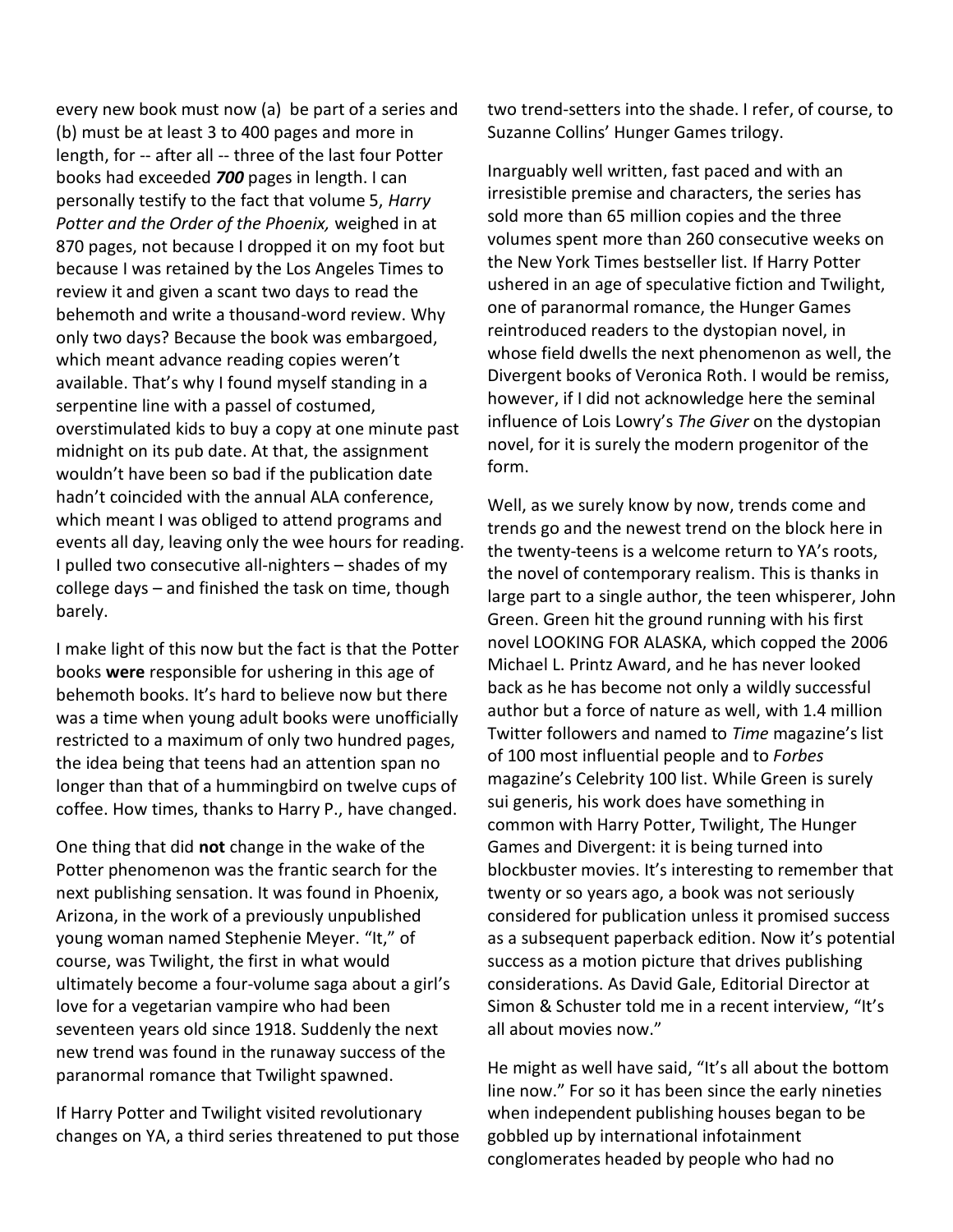every new book must now (a) be part of a series and (b) must be at least 3 to 400 pages and more in length, for -- after all -- three of the last four Potter books had exceeded ***700*** pages in length. I can personally testify to the fact that volume 5, *Harry Potter and the Order of the Phoenix,* weighed in at 870 pages, not because I dropped it on my foot but because I was retained by the Los Angeles Times to review it and given a scant two days to read the behemoth and write a thousand-word review. Why only two days? Because the book was embargoed, which meant advance reading copies weren't available. That's why I found myself standing in a serpentine line with a passel of costumed, overstimulated kids to buy a copy at one minute past midnight on its pub date. At that, the assignment wouldn't have been so bad if the publication date hadn't coincided with the annual ALA conference, which meant I was obliged to attend programs and events all day, leaving only the wee hours for reading. I pulled two consecutive all-nighters – shades of my college days – and finished the task on time, though barely.

I make light of this now but the fact is that the Potter books **were** responsible for ushering in this age of behemoth books. It's hard to believe now but there was a time when young adult books were unofficially restricted to a maximum of only two hundred pages, the idea being that teens had an attention span no longer than that of a hummingbird on twelve cups of coffee. How times, thanks to Harry P., have changed.

One thing that did **not** change in the wake of the Potter phenomenon was the frantic search for the next publishing sensation. It was found in Phoenix, Arizona, in the work of a previously unpublished young woman named Stephenie Meyer. "It," of course, was Twilight, the first in what would ultimately become a four-volume saga about a girl's love for a vegetarian vampire who had been seventeen years old since 1918. Suddenly the next new trend was found in the runaway success of the paranormal romance that Twilight spawned.

If Harry Potter and Twilight visited revolutionary changes on YA, a third series threatened to put those two trend-setters into the shade. I refer, of course, to Suzanne Collins' Hunger Games trilogy.

Inarguably well written, fast paced and with an irresistible premise and characters, the series has sold more than 65 million copies and the three volumes spent more than 260 consecutive weeks on the New York Times bestseller list. If Harry Potter ushered in an age of speculative fiction and Twilight, one of paranormal romance, the Hunger Games reintroduced readers to the dystopian novel, in whose field dwells the next phenomenon as well, the Divergent books of Veronica Roth. I would be remiss, however, if I did not acknowledge here the seminal influence of Lois Lowry's *The Giver* on the dystopian novel, for it is surely the modern progenitor of the form.

Well, as we surely know by now, trends come and trends go and the newest trend on the block here in the twenty-teens is a welcome return to YA's roots, the novel of contemporary realism. This is thanks in large part to a single author, the teen whisperer, John Green. Green hit the ground running with his first novel LOOKING FOR ALASKA, which copped the 2006 Michael L. Printz Award, and he has never looked back as he has become not only a wildly successful author but a force of nature as well, with 1.4 million Twitter followers and named to *Time* magazine's list of 100 most influential people and to *Forbes* magazine's Celebrity 100 list. While Green is surely sui generis, his work does have something in common with Harry Potter, Twilight, The Hunger Games and Divergent: it is being turned into blockbuster movies. It's interesting to remember that twenty or so years ago, a book was not seriously considered for publication unless it promised success as a subsequent paperback edition. Now it's potential success as a motion picture that drives publishing considerations. As David Gale, Editorial Director at Simon & Schuster told me in a recent interview, "It's all about movies now."

He might as well have said, "It's all about the bottom line now." For so it has been since the early nineties when independent publishing houses began to be gobbled up by international infotainment conglomerates headed by people who had no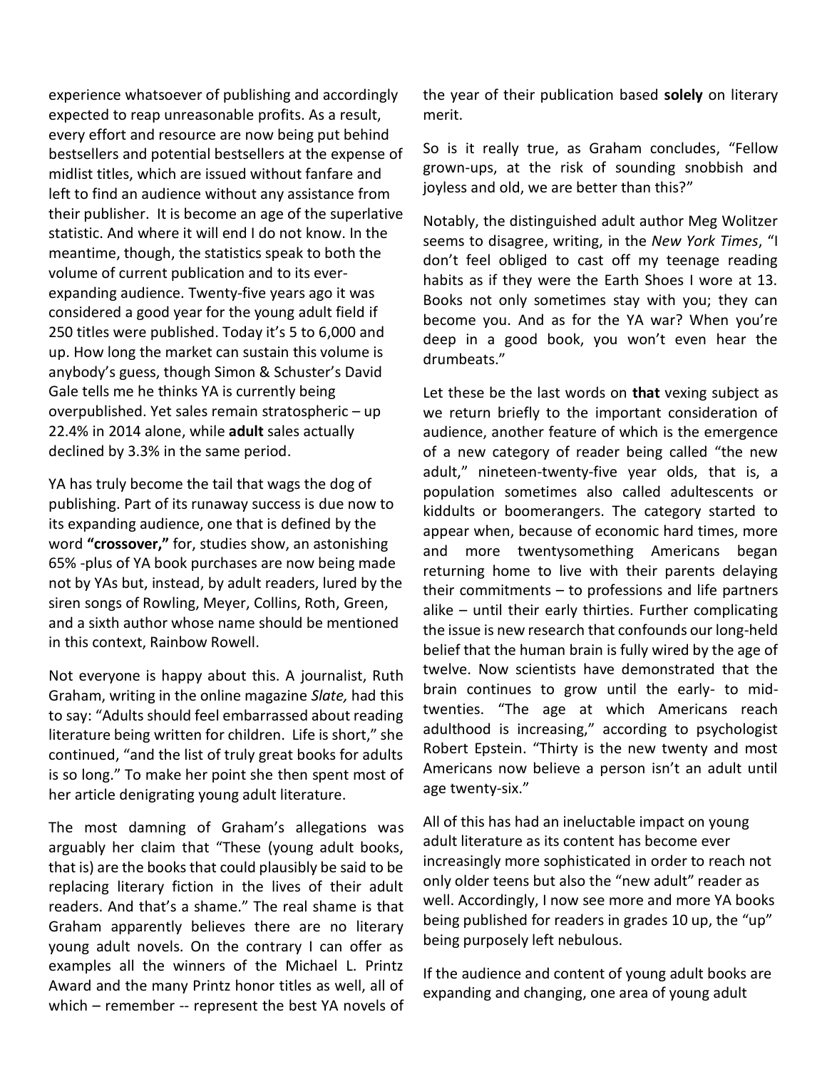experience whatsoever of publishing and accordingly expected to reap unreasonable profits. As a result, every effort and resource are now being put behind bestsellers and potential bestsellers at the expense of midlist titles, which are issued without fanfare and left to find an audience without any assistance from their publisher. It is become an age of the superlative statistic. And where it will end I do not know. In the meantime, though, the statistics speak to both the volume of current publication and to its ever-expanding audience. Twenty-five years ago it was considered a good year for the young adult field if 250 titles were published. Today it's 5 to 6,000 and up. How long the market can sustain this volume is anybody's guess, though Simon & Schuster's David Gale tells me he thinks YA is currently being overpublished. Yet sales remain stratospheric – up 22.4% in 2014 alone, while **adult** sales actually declined by 3.3% in the same period.

YA has truly become the tail that wags the dog of publishing. Part of its runaway success is due now to its expanding audience, one that is defined by the word **"crossover,"** for, studies show, an astonishing 65% -plus of YA book purchases are now being made not by YAs but, instead, by adult readers, lured by the siren songs of Rowling, Meyer, Collins, Roth, Green, and a sixth author whose name should be mentioned in this context, Rainbow Rowell.

Not everyone is happy about this. A journalist, Ruth Graham, writing in the online magazine *Slate,* had this to say: "Adults should feel embarrassed about reading literature being written for children. Life is short," she continued, "and the list of truly great books for adults is so long." To make her point she then spent most of her article denigrating young adult literature.

The most damning of Graham's allegations was arguably her claim that "These (young adult books, that is) are the books that could plausibly be said to be replacing literary fiction in the lives of their adult readers. And that's a shame." The real shame is that Graham apparently believes there are no literary young adult novels. On the contrary I can offer as examples all the winners of the Michael L. Printz Award and the many Printz honor titles as well, all of which – remember -- represent the best YA novels of the year of their publication based **solely** on literary merit.

So is it really true, as Graham concludes, "Fellow grown-ups, at the risk of sounding snobbish and joyless and old, we are better than this?"

Notably, the distinguished adult author Meg Wolitzer seems to disagree, writing, in the *New York Times*, "I don't feel obliged to cast off my teenage reading habits as if they were the Earth Shoes I wore at 13. Books not only sometimes stay with you; they can become you. And as for the YA war? When you're deep in a good book, you won't even hear the drumbeats."

Let these be the last words on **that** vexing subject as we return briefly to the important consideration of audience, another feature of which is the emergence of a new category of reader being called "the new adult," nineteen-twenty-five year olds, that is, a population sometimes also called adultescents or kiddults or boomerangers. The category started to appear when, because of economic hard times, more and more twentysomething Americans began returning home to live with their parents delaying their commitments – to professions and life partners alike – until their early thirties. Further complicating the issue is new research that confounds our long-held belief that the human brain is fully wired by the age of twelve. Now scientists have demonstrated that the brain continues to grow until the early- to mid-twenties. "The age at which Americans reach adulthood is increasing," according to psychologist Robert Epstein. "Thirty is the new twenty and most Americans now believe a person isn't an adult until age twenty-six."

All of this has had an ineluctable impact on young adult literature as its content has become ever increasingly more sophisticated in order to reach not only older teens but also the "new adult" reader as well. Accordingly, I now see more and more YA books being published for readers in grades 10 up, the "up" being purposely left nebulous.

If the audience and content of young adult books are expanding and changing, one area of young adult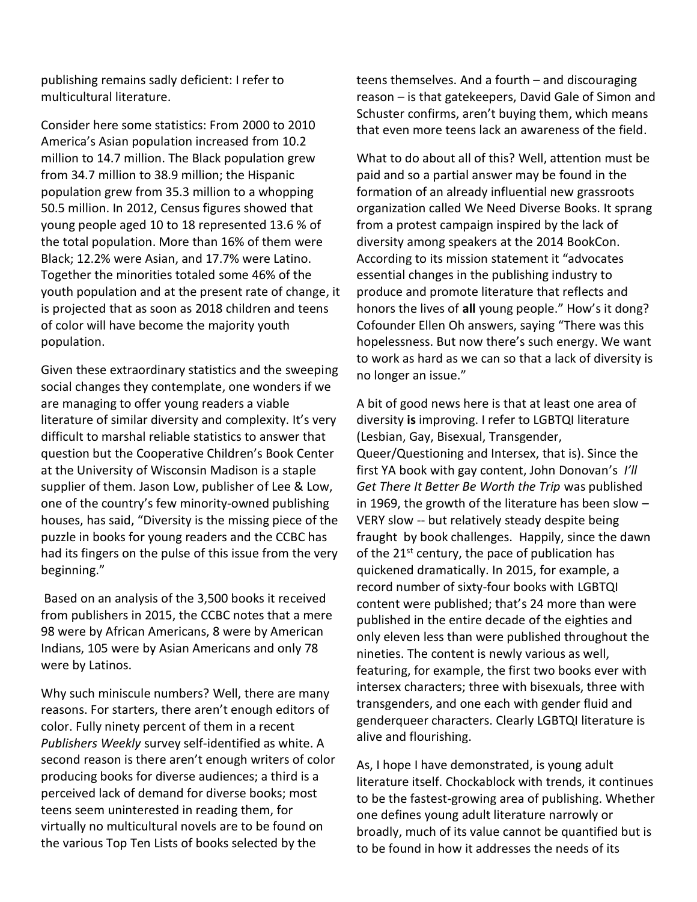publishing remains sadly deficient: I refer to multicultural literature.

Consider here some statistics: From 2000 to 2010 America's Asian population increased from 10.2 million to 14.7 million. The Black population grew from 34.7 million to 38.9 million; the Hispanic population grew from 35.3 million to a whopping 50.5 million. In 2012, Census figures showed that young people aged 10 to 18 represented 13.6 % of the total population. More than 16% of them were Black; 12.2% were Asian, and 17.7% were Latino. Together the minorities totaled some 46% of the youth population and at the present rate of change, it is projected that as soon as 2018 children and teens of color will have become the majority youth population.

Given these extraordinary statistics and the sweeping social changes they contemplate, one wonders if we are managing to offer young readers a viable literature of similar diversity and complexity. It's very difficult to marshal reliable statistics to answer that question but the Cooperative Children's Book Center at the University of Wisconsin Madison is a staple supplier of them. Jason Low, publisher of Lee & Low, one of the country's few minority-owned publishing houses, has said, "Diversity is the missing piece of the puzzle in books for young readers and the CCBC has had its fingers on the pulse of this issue from the very beginning."

Based on an analysis of the 3,500 books it received from publishers in 2015, the CCBC notes that a mere 98 were by African Americans, 8 were by American Indians, 105 were by Asian Americans and only 78 were by Latinos.

Why such miniscule numbers? Well, there are many reasons. For starters, there aren't enough editors of color. Fully ninety percent of them in a recent *Publishers Weekly* survey self-identified as white. A second reason is there aren't enough writers of color producing books for diverse audiences; a third is a perceived lack of demand for diverse books; most teens seem uninterested in reading them, for virtually no multicultural novels are to be found on the various Top Ten Lists of books selected by the teens themselves. And a fourth – and discouraging reason – is that gatekeepers, David Gale of Simon and Schuster confirms, aren't buying them, which means that even more teens lack an awareness of the field.

What to do about all of this? Well, attention must be paid and so a partial answer may be found in the formation of an already influential new grassroots organization called We Need Diverse Books. It sprang from a protest campaign inspired by the lack of diversity among speakers at the 2014 BookCon. According to its mission statement it "advocates essential changes in the publishing industry to produce and promote literature that reflects and honors the lives of **all** young people." How's it dong? Cofounder Ellen Oh answers, saying "There was this hopelessness. But now there's such energy. We want to work as hard as we can so that a lack of diversity is no longer an issue."

A bit of good news here is that at least one area of diversity **is** improving. I refer to LGBTQI literature (Lesbian, Gay, Bisexual, Transgender, Queer/Questioning and Intersex, that is). Since the first YA book with gay content, John Donovan's *I'll Get There It Better Be Worth the Trip* was published in 1969, the growth of the literature has been slow – VERY slow -- but relatively steady despite being fraught by book challenges. Happily, since the dawn of the 21st century, the pace of publication has quickened dramatically. In 2015, for example, a record number of sixty-four books with LGBTQI content were published; that's 24 more than were published in the entire decade of the eighties and only eleven less than were published throughout the nineties. The content is newly various as well, featuring, for example, the first two books ever with intersex characters; three with bisexuals, three with transgenders, and one each with gender fluid and genderqueer characters. Clearly LGBTQI literature is alive and flourishing.

As, I hope I have demonstrated, is young adult literature itself. Chockablock with trends, it continues to be the fastest-growing area of publishing. Whether one defines young adult literature narrowly or broadly, much of its value cannot be quantified but is to be found in how it addresses the needs of its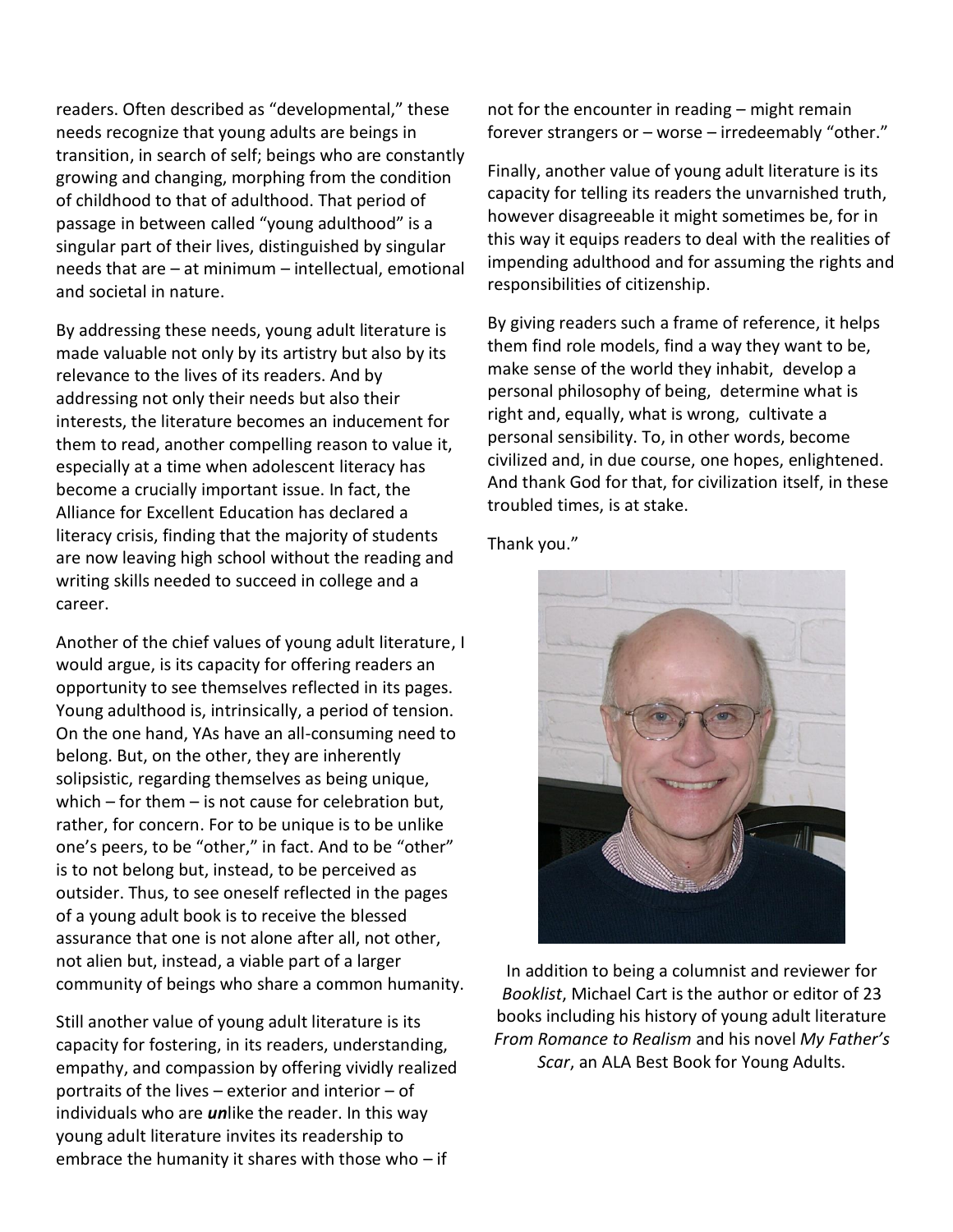readers. Often described as "developmental," these needs recognize that young adults are beings in transition, in search of self; beings who are constantly growing and changing, morphing from the condition of childhood to that of adulthood. That period of passage in between called "young adulthood" is a singular part of their lives, distinguished by singular needs that are – at minimum – intellectual, emotional and societal in nature.

By addressing these needs, young adult literature is made valuable not only by its artistry but also by its relevance to the lives of its readers. And by addressing not only their needs but also their interests, the literature becomes an inducement for them to read, another compelling reason to value it, especially at a time when adolescent literacy has become a crucially important issue. In fact, the Alliance for Excellent Education has declared a literacy crisis, finding that the majority of students are now leaving high school without the reading and writing skills needed to succeed in college and a career.

Another of the chief values of young adult literature, I would argue, is its capacity for offering readers an opportunity to see themselves reflected in its pages. Young adulthood is, intrinsically, a period of tension. On the one hand, YAs have an all-consuming need to belong. But, on the other, they are inherently solipsistic, regarding themselves as being unique, which – for them – is not cause for celebration but, rather, for concern. For to be unique is to be unlike one's peers, to be "other," in fact. And to be "other" is to not belong but, instead, to be perceived as outsider. Thus, to see oneself reflected in the pages of a young adult book is to receive the blessed assurance that one is not alone after all, not other, not alien but, instead, a viable part of a larger community of beings who share a common humanity.

Still another value of young adult literature is its capacity for fostering, in its readers, understanding, empathy, and compassion by offering vividly realized portraits of the lives – exterior and interior – of individuals who are ***un***like the reader. In this way young adult literature invites its readership to embrace the humanity it shares with those who – if not for the encounter in reading – might remain forever strangers or – worse – irredeemably "other."

Finally, another value of young adult literature is its capacity for telling its readers the unvarnished truth, however disagreeable it might sometimes be, for in this way it equips readers to deal with the realities of impending adulthood and for assuming the rights and responsibilities of citizenship.

By giving readers such a frame of reference, it helps them find role models, find a way they want to be, make sense of the world they inhabit, develop a personal philosophy of being, determine what is right and, equally, what is wrong, cultivate a personal sensibility. To, in other words, become civilized and, in due course, one hopes, enlightened. And thank God for that, for civilization itself, in these troubled times, is at stake.

Thank you."

In addition to being a columnist and reviewer for *Booklist*, Michael Cart is the author or editor of 23 books including his history of young adult literature *From Romance to Realism* and his novel *My Father's Scar*, an ALA Best Book for Young Adults.